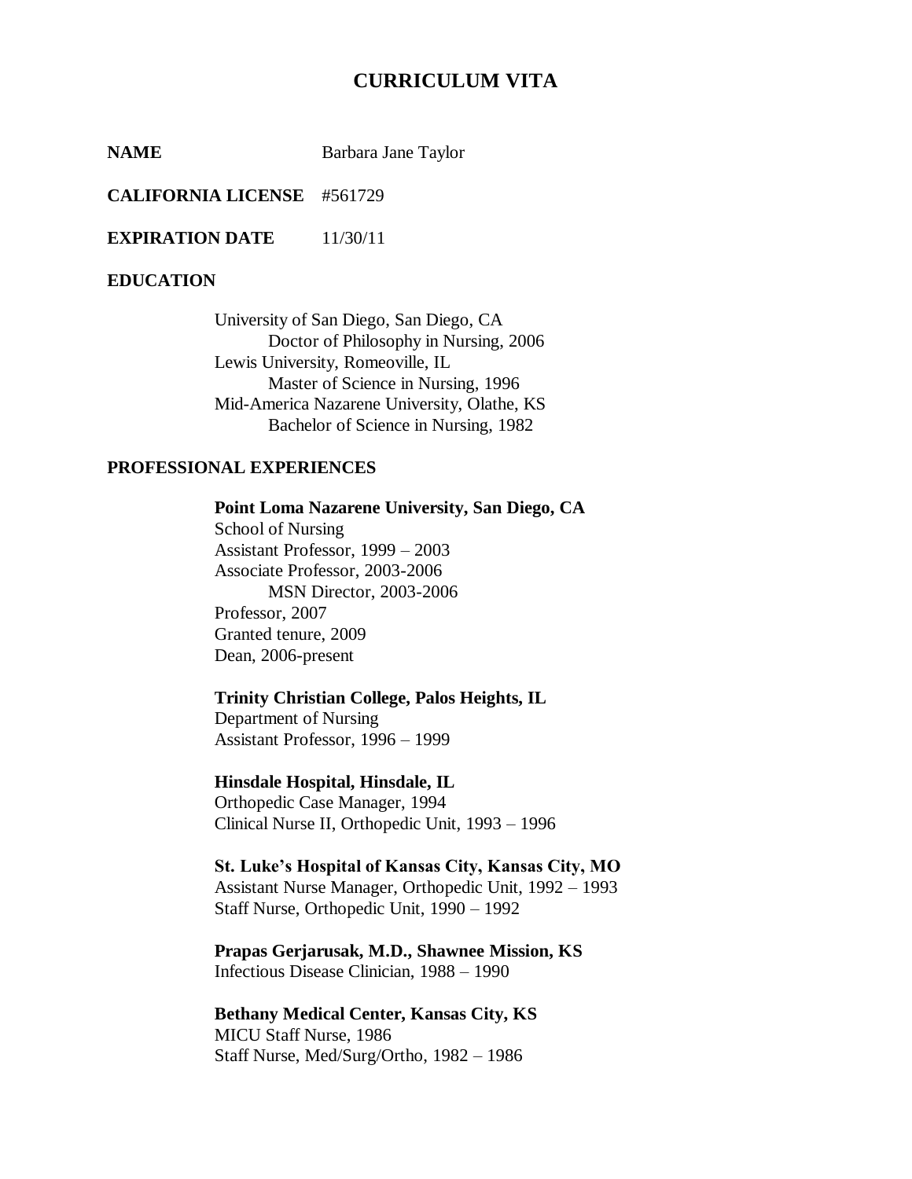# CURRICULUM VITA

**NAME** Barbara Jane Taylor

**CALIFORNIA LICENSE** #561729

**EXPIRATION DATE** 11/30/11

## EDUCATION

University of San Diego, San Diego, CA
  Doctor of Philosophy in Nursing, 2006
Lewis University, Romeoville, IL
  Master of Science in Nursing, 1996
Mid-America Nazarene University, Olathe, KS
  Bachelor of Science in Nursing, 1982

## PROFESSIONAL EXPERIENCES

**Point Loma Nazarene University, San Diego, CA**
School of Nursing
Assistant Professor, 1999 – 2003
Associate Professor, 2003-2006
  MSN Director, 2003-2006
Professor, 2007
Granted tenure, 2009
Dean, 2006-present

**Trinity Christian College, Palos Heights, IL**
Department of Nursing
Assistant Professor, 1996 – 1999

**Hinsdale Hospital, Hinsdale, IL**
Orthopedic Case Manager, 1994
Clinical Nurse II, Orthopedic Unit, 1993 – 1996

**St. Luke's Hospital of Kansas City, Kansas City, MO**
Assistant Nurse Manager, Orthopedic Unit, 1992 – 1993
Staff Nurse, Orthopedic Unit, 1990 – 1992

**Prapas Gerjarusak, M.D., Shawnee Mission, KS**
Infectious Disease Clinician, 1988 – 1990

**Bethany Medical Center, Kansas City, KS**
MICU Staff Nurse, 1986
Staff Nurse, Med/Surg/Ortho, 1982 – 1986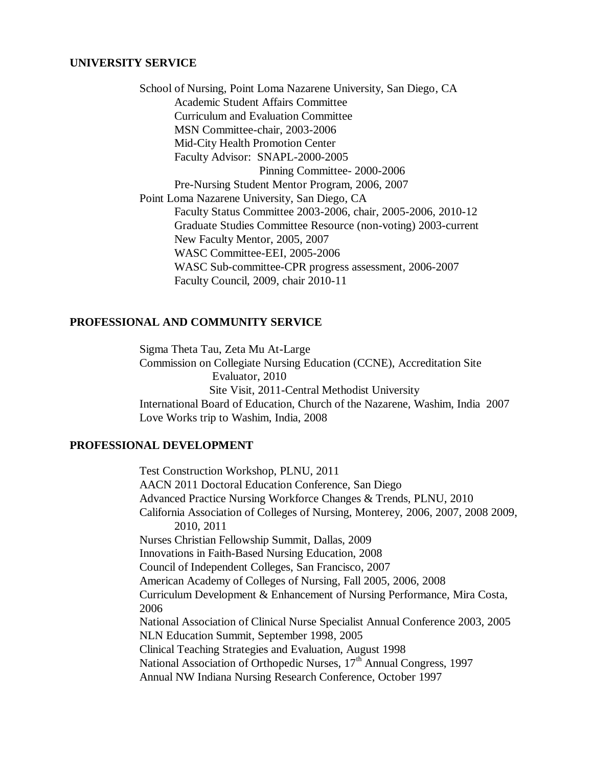## UNIVERSITY SERVICE

School of Nursing, Point Loma Nazarene University, San Diego, CA
- Academic Student Affairs Committee
- Curriculum and Evaluation Committee
- MSN Committee-chair, 2003-2006
- Mid-City Health Promotion Center
- Faculty Advisor: SNAPL-2000-2005
  - Pinning Committee- 2000-2006
- Pre-Nursing Student Mentor Program, 2006, 2007

Point Loma Nazarene University, San Diego, CA
- Faculty Status Committee 2003-2006, chair, 2005-2006, 2010-12
- Graduate Studies Committee Resource (non-voting) 2003-current
- New Faculty Mentor, 2005, 2007
- WASC Committee-EEI, 2005-2006
- WASC Sub-committee-CPR progress assessment, 2006-2007
- Faculty Council, 2009, chair 2010-11

## PROFESSIONAL AND COMMUNITY SERVICE

Sigma Theta Tau, Zeta Mu At-Large

Commission on Collegiate Nursing Education (CCNE), Accreditation Site Evaluator, 2010
- Site Visit, 2011-Central Methodist University

International Board of Education, Church of the Nazarene, Washim, India 2007

Love Works trip to Washim, India, 2008

## PROFESSIONAL DEVELOPMENT

Test Construction Workshop, PLNU, 2011

AACN 2011 Doctoral Education Conference, San Diego

Advanced Practice Nursing Workforce Changes & Trends, PLNU, 2010

California Association of Colleges of Nursing, Monterey, 2006, 2007, 2008 2009, 2010, 2011

Nurses Christian Fellowship Summit, Dallas, 2009

Innovations in Faith-Based Nursing Education, 2008

Council of Independent Colleges, San Francisco, 2007

American Academy of Colleges of Nursing, Fall 2005, 2006, 2008

Curriculum Development & Enhancement of Nursing Performance, Mira Costa, 2006

National Association of Clinical Nurse Specialist Annual Conference 2003, 2005

NLN Education Summit, September 1998, 2005

Clinical Teaching Strategies and Evaluation, August 1998

National Association of Orthopedic Nurses, 17th Annual Congress, 1997

Annual NW Indiana Nursing Research Conference, October 1997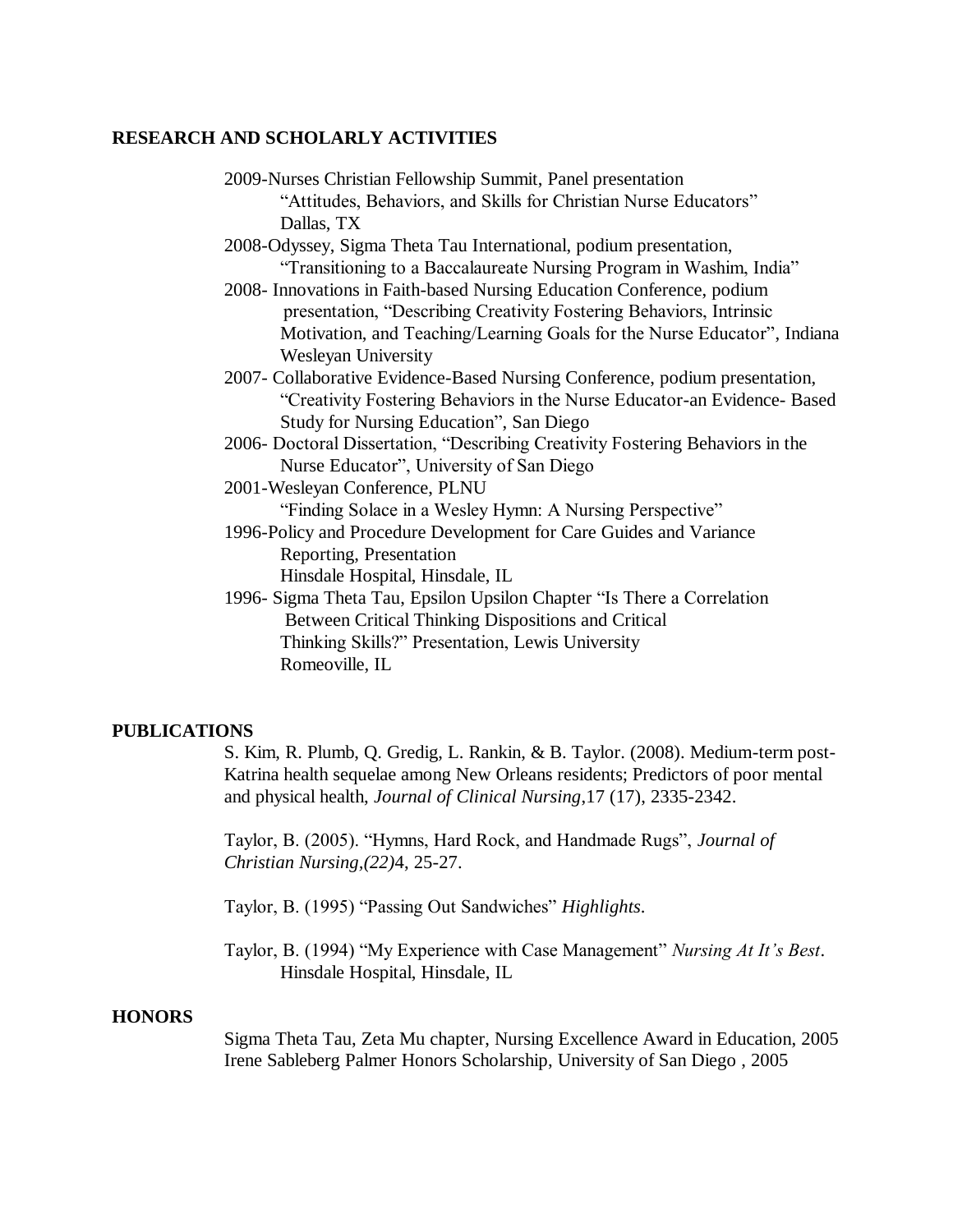## RESEARCH AND SCHOLARLY ACTIVITIES

2009-Nurses Christian Fellowship Summit, Panel presentation
"Attitudes, Behaviors, and Skills for Christian Nurse Educators"
Dallas, TX

2008-Odyssey, Sigma Theta Tau International, podium presentation,
"Transitioning to a Baccalaureate Nursing Program in Washim, India"

2008- Innovations in Faith-based Nursing Education Conference, podium presentation, "Describing Creativity Fostering Behaviors, Intrinsic Motivation, and Teaching/Learning Goals for the Nurse Educator", Indiana Wesleyan University

2007- Collaborative Evidence-Based Nursing Conference, podium presentation, "Creativity Fostering Behaviors in the Nurse Educator-an Evidence- Based Study for Nursing Education", San Diego

2006- Doctoral Dissertation, "Describing Creativity Fostering Behaviors in the Nurse Educator", University of San Diego

2001-Wesleyan Conference, PLNU
"Finding Solace in a Wesley Hymn: A Nursing Perspective"

1996-Policy and Procedure Development for Care Guides and Variance Reporting, Presentation
Hinsdale Hospital, Hinsdale, IL

1996- Sigma Theta Tau, Epsilon Upsilon Chapter "Is There a Correlation Between Critical Thinking Dispositions and Critical Thinking Skills?" Presentation, Lewis University
Romeoville, IL

## PUBLICATIONS

S. Kim, R. Plumb, Q. Gredig, L. Rankin, & B. Taylor. (2008). Medium-term post-Katrina health sequelae among New Orleans residents; Predictors of poor mental and physical health, *Journal of Clinical Nursing*,17 (17), 2335-2342.

Taylor, B. (2005). "Hymns, Hard Rock, and Handmade Rugs", *Journal of Christian Nursing*,*(22)*4, 25-27.

Taylor, B. (1995) "Passing Out Sandwiches" *Highlights*.

Taylor, B. (1994) "My Experience with Case Management" *Nursing At It's Best*.
Hinsdale Hospital, Hinsdale, IL

## HONORS

Sigma Theta Tau, Zeta Mu chapter, Nursing Excellence Award in Education, 2005
Irene Sableberg Palmer Honors Scholarship, University of San Diego , 2005